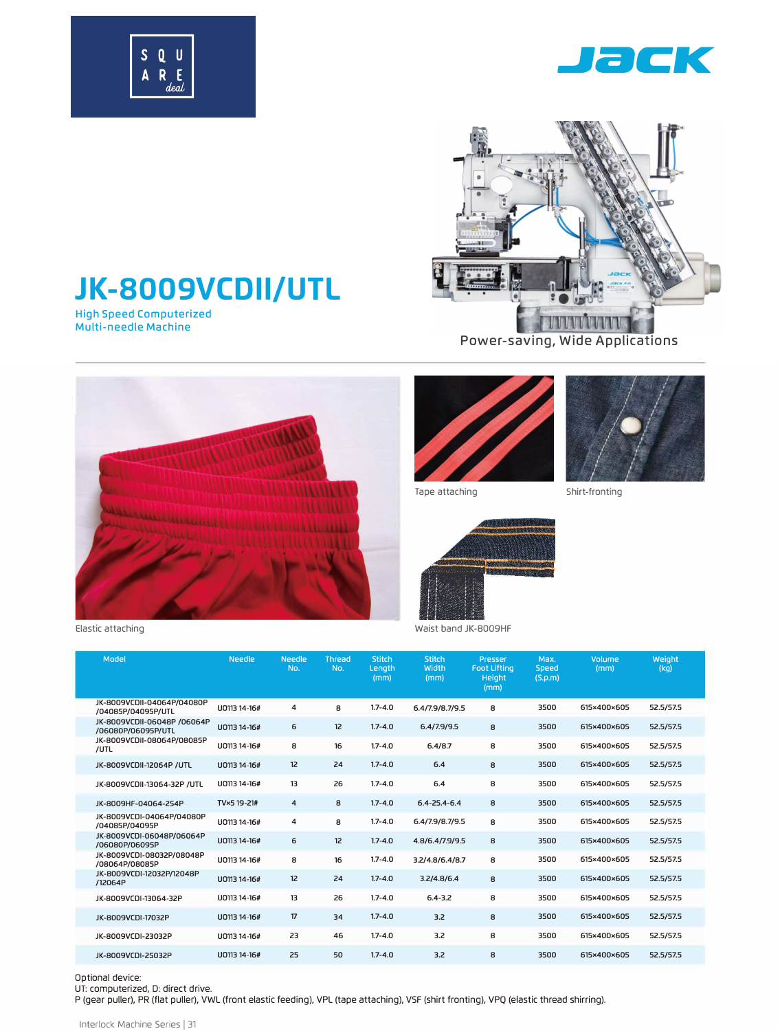SQU ARE deal

JACK

# JK-8009VCDII/UTL

High Speed Computerized
Multi-needle Machine

Power-saving, Wide Applications

Elastic attaching

Tape attaching

Shirt-fronting

Waist band JK-8009HF

| Model | Needle | Needle No. | Thread No. | Stitch Length (mm) | Stitch Width (mm) | Presser Foot Lifting Height (mm) | Max. Speed (S.p.m) | Volume (mm) | Weight (kg) |
|---|---|---|---|---|---|---|---|---|---|
| JK-8009VCDII-04064P/04080P /04085P/04095P/UTL | UO113 14-16# | 4 | 8 | 1.7-4.0 | 6.4/7.9/8.7/9.5 | 8 | 3500 | 615×400×605 | 52.5/57.5 |
| JK-8009VCDII-06048P /06064P /06080P/06095P/UTL | UO113 14-16# | 6 | 12 | 1.7-4.0 | 6.4/7.9/9.5 | 8 | 3500 | 615×400×605 | 52.5/57.5 |
| JK-8009VCDII-08064P/08085P /UTL | UO113 14-16# | 8 | 16 | 1.7-4.0 | 6.4/8.7 | 8 | 3500 | 615×400×605 | 52.5/57.5 |
| JK-8009VCDII-12064P /UTL | UO113 14-16# | 12 | 24 | 1.7-4.0 | 6.4 | 8 | 3500 | 615×400×605 | 52.5/57.5 |
| JK-8009VCDII-13064-32P /UTL | UO113 14-16# | 13 | 26 | 1.7-4.0 | 6.4 | 8 | 3500 | 615×400×605 | 52.5/57.5 |
| JK-8009HF-04064-254P | TV×5 19-21# | 4 | 8 | 1.7-4.0 | 6.4-25.4-6.4 | 8 | 3500 | 615×400×605 | 52.5/57.5 |
| JK-8009VCDI-04064P/04080P /04085P/04095P | UO113 14-16# | 4 | 8 | 1.7-4.0 | 6.4/7.9/8.7/9.5 | 8 | 3500 | 615×400×605 | 52.5/57.5 |
| JK-8009VCDI-06048P/06064P /06080P/06095P | UO113 14-16# | 6 | 12 | 1.7-4.0 | 4.8/6.4/7.9/9.5 | 8 | 3500 | 615×400×605 | 52.5/57.5 |
| JK-8009VCDI-08032P/08048P /08064P/08085P | UO113 14-16# | 8 | 16 | 1.7-4.0 | 3.2/4.8/6.4/8.7 | 8 | 3500 | 615×400×605 | 52.5/57.5 |
| JK-8009VCDI-12032P/12048P /12064P | UO113 14-16# | 12 | 24 | 1.7-4.0 | 3.2/4.8/6.4 | 8 | 3500 | 615×400×605 | 52.5/57.5 |
| JK-8009VCDI-13064-32P | UO113 14-16# | 13 | 26 | 1.7-4.0 | 6.4-3.2 | 8 | 3500 | 615×400×605 | 52.5/57.5 |
| JK-8009VCDI-17032P | UO113 14-16# | 17 | 34 | 1.7-4.0 | 3.2 | 8 | 3500 | 615×400×605 | 52.5/57.5 |
| JK-8009VCDI-23032P | UO113 14-16# | 23 | 46 | 1.7-4.0 | 3.2 | 8 | 3500 | 615×400×605 | 52.5/57.5 |
| JK-8009VCDI-25032P | UO113 14-16# | 25 | 50 | 1.7-4.0 | 3.2 | 8 | 3500 | 615×400×605 | 52.5/57.5 |

Optional device:
UT: computerized, D: direct drive.
P (gear puller), PR (flat puller), VWL (front elastic feeding), VPL (tape attaching), VSF (shirt fronting), VPQ (elastic thread shirring).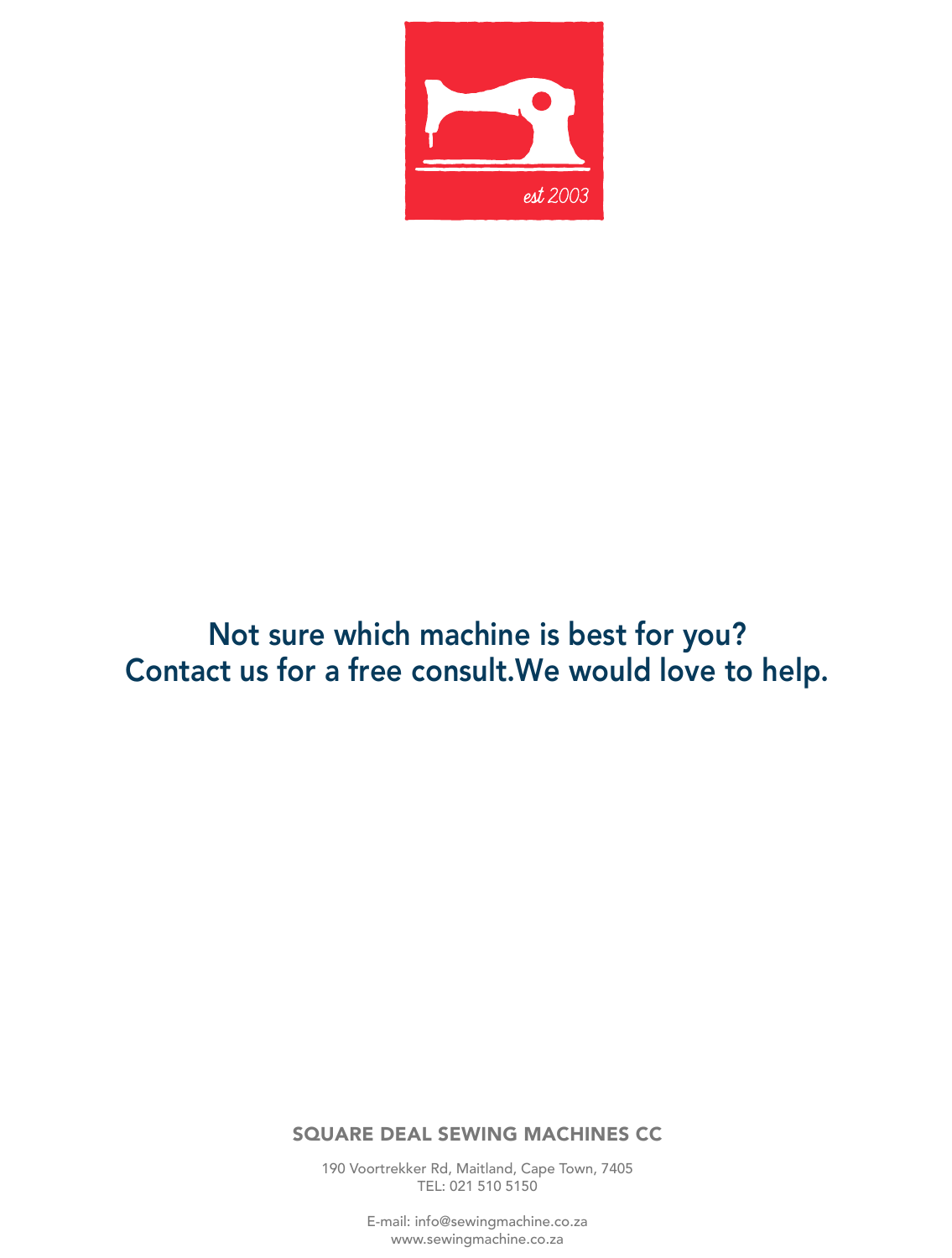est 2003

## Not sure which machine is best for you?
## Contact us for a free consult.We would love to help.

**SQUARE DEAL SEWING MACHINES CC**

190 Voortrekker Rd, Maitland, Cape Town, 7405
TEL: 021 510 5150

E-mail: info@sewingmachine.co.za
www.sewingmachine.co.za